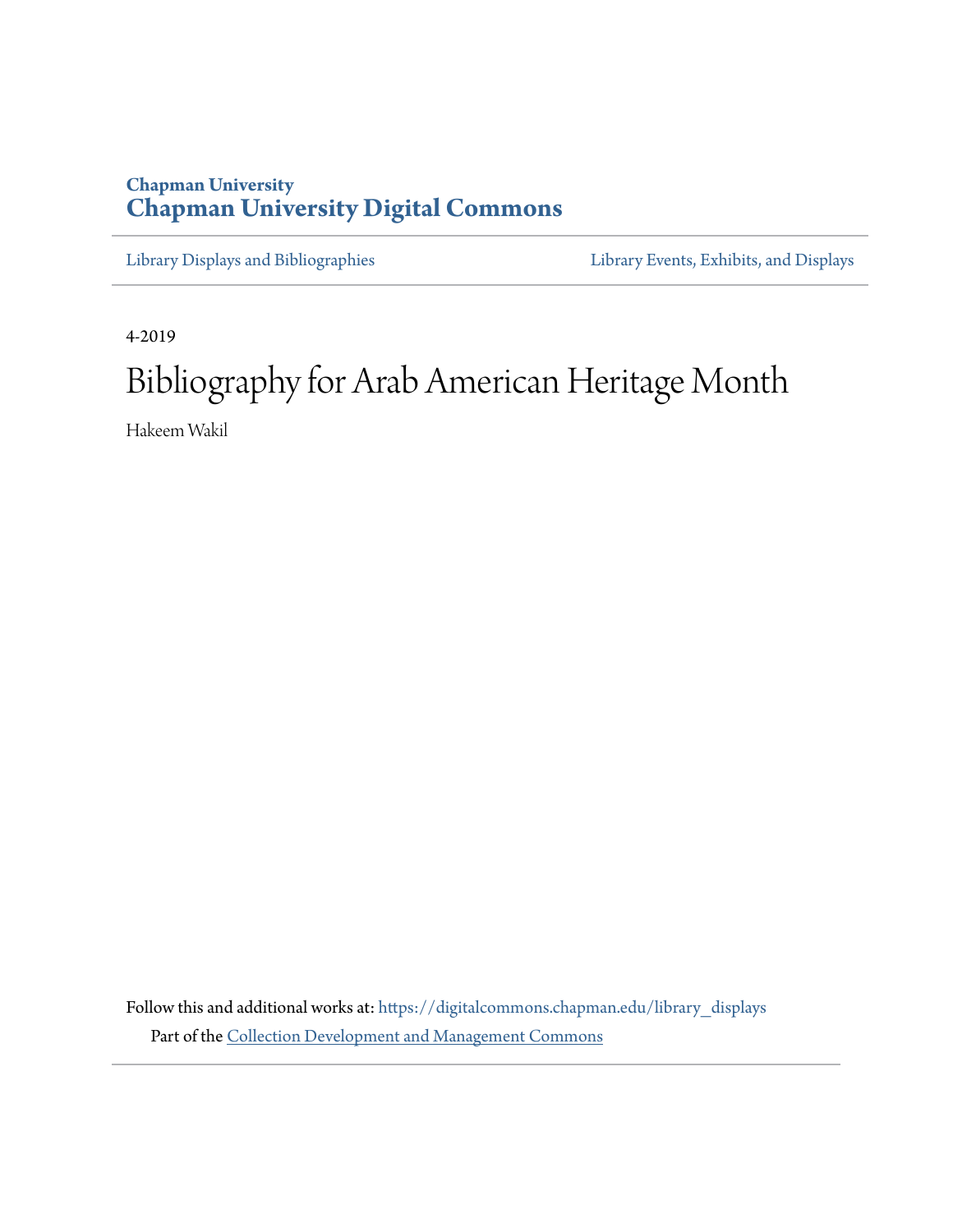Chapman University

**Chapman University Digital Commons**

Library Displays and Bibliographies

Library Events, Exhibits, and Displays

4-2019

# Bibliography for Arab American Heritage Month

Hakeem Wakil

Follow this and additional works at: https://digitalcommons.chapman.edu/library_displays

Part of the Collection Development and Management Commons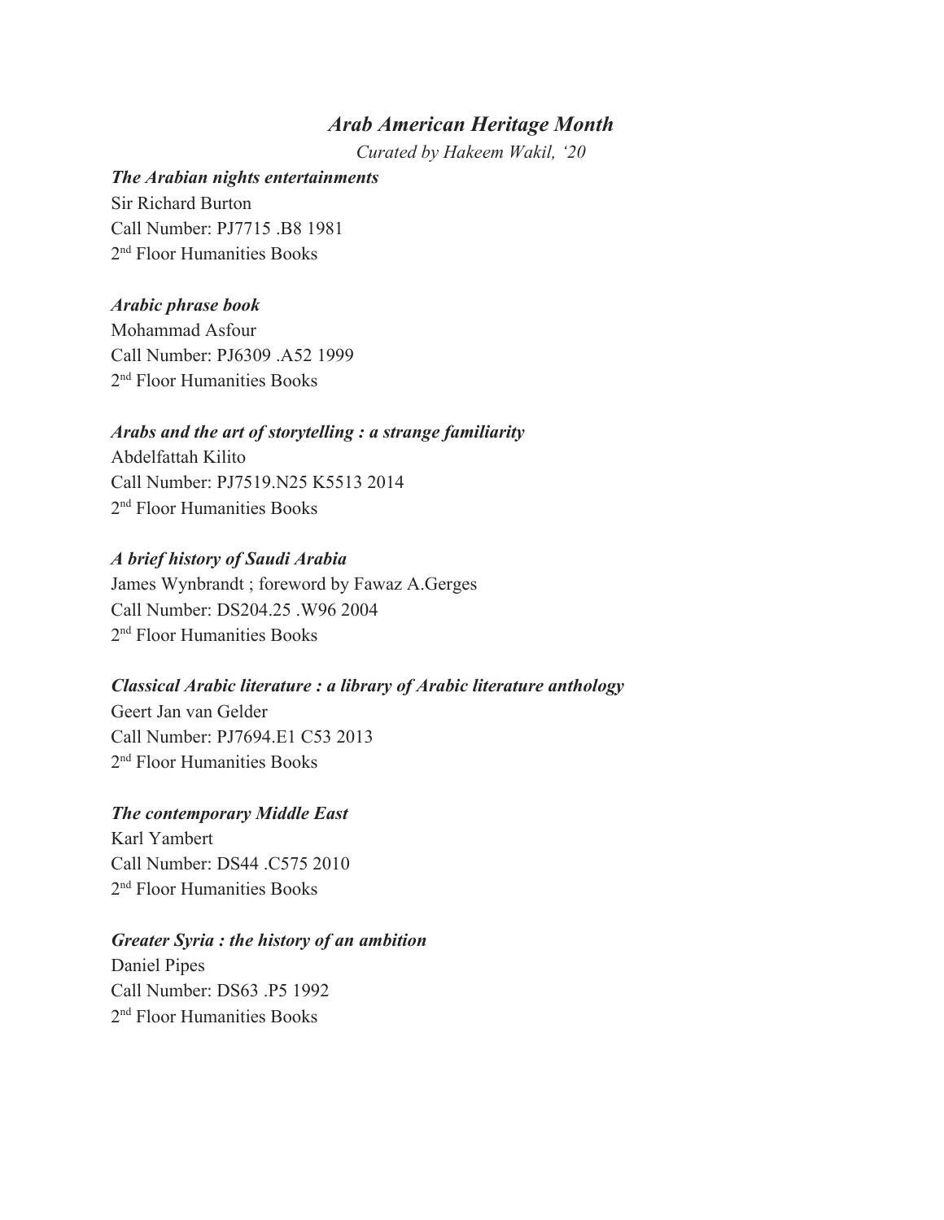# *Arab American Heritage Month*

*Curated by Hakeem Wakil, '20*

***The Arabian nights entertainments***
Sir Richard Burton
Call Number: PJ7715 .B8 1981
2nd Floor Humanities Books

***Arabic phrase book***
Mohammad Asfour
Call Number: PJ6309 .A52 1999
2nd Floor Humanities Books

***Arabs and the art of storytelling : a strange familiarity***
Abdelfattah Kilito
Call Number: PJ7519.N25 K5513 2014
2nd Floor Humanities Books

***A brief history of Saudi Arabia***
James Wynbrandt ; foreword by Fawaz A.Gerges
Call Number: DS204.25 .W96 2004
2nd Floor Humanities Books

***Classical Arabic literature : a library of Arabic literature anthology***
Geert Jan van Gelder
Call Number: PJ7694.E1 C53 2013
2nd Floor Humanities Books

***The contemporary Middle East***
Karl Yambert
Call Number: DS44 .C575 2010
2nd Floor Humanities Books

***Greater Syria : the history of an ambition***
Daniel Pipes
Call Number: DS63 .P5 1992
2nd Floor Humanities Books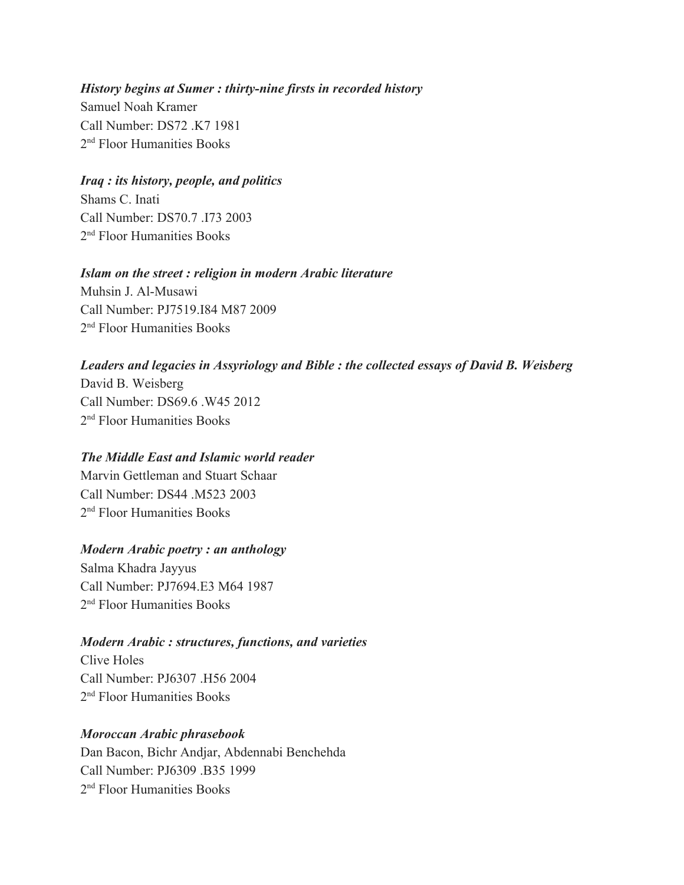***History begins at Sumer : thirty-nine firsts in recorded history***
Samuel Noah Kramer
Call Number: DS72 .K7 1981
2nd Floor Humanities Books

***Iraq : its history, people, and politics***
Shams C. Inati
Call Number: DS70.7 .I73 2003
2nd Floor Humanities Books

***Islam on the street : religion in modern Arabic literature***
Muhsin J. Al-Musawi
Call Number: PJ7519.I84 M87 2009
2nd Floor Humanities Books

***Leaders and legacies in Assyriology and Bible : the collected essays of David B. Weisberg***
David B. Weisberg
Call Number: DS69.6 .W45 2012
2nd Floor Humanities Books

***The Middle East and Islamic world reader***
Marvin Gettleman and Stuart Schaar
Call Number: DS44 .M523 2003
2nd Floor Humanities Books

***Modern Arabic poetry : an anthology***
Salma Khadra Jayyus
Call Number: PJ7694.E3 M64 1987
2nd Floor Humanities Books

***Modern Arabic : structures, functions, and varieties***
Clive Holes
Call Number: PJ6307 .H56 2004
2nd Floor Humanities Books

***Moroccan Arabic phrasebook***
Dan Bacon, Bichr Andjar, Abdennabi Benchehda
Call Number: PJ6309 .B35 1999
2nd Floor Humanities Books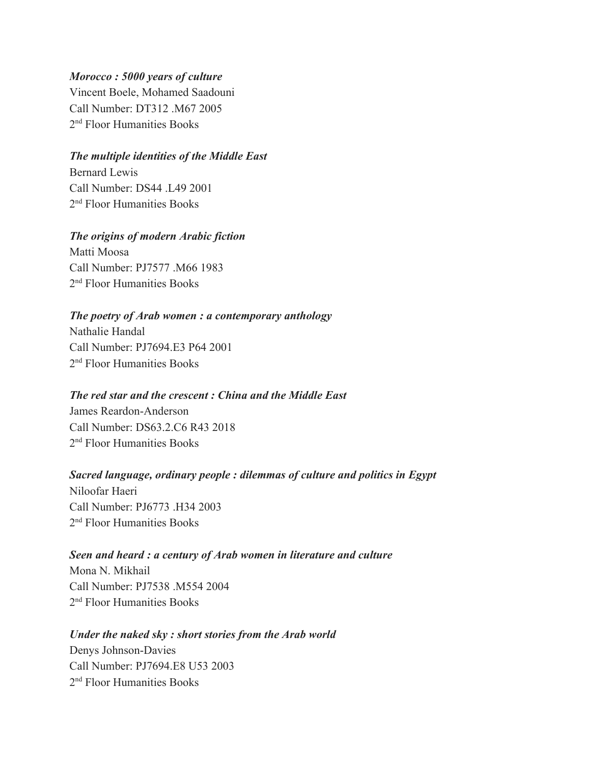***Morocco : 5000 years of culture***
Vincent Boele, Mohamed Saadouni
Call Number: DT312 .M67 2005
2nd Floor Humanities Books

***The multiple identities of the Middle East***
Bernard Lewis
Call Number: DS44 .L49 2001
2nd Floor Humanities Books

***The origins of modern Arabic fiction***
Matti Moosa
Call Number: PJ7577 .M66 1983
2nd Floor Humanities Books

***The poetry of Arab women : a contemporary anthology***
Nathalie Handal
Call Number: PJ7694.E3 P64 2001
2nd Floor Humanities Books

***The red star and the crescent : China and the Middle East***
James Reardon-Anderson
Call Number: DS63.2.C6 R43 2018
2nd Floor Humanities Books

***Sacred language, ordinary people : dilemmas of culture and politics in Egypt***
Niloofar Haeri
Call Number: PJ6773 .H34 2003
2nd Floor Humanities Books

***Seen and heard : a century of Arab women in literature and culture***
Mona N. Mikhail
Call Number: PJ7538 .M554 2004
2nd Floor Humanities Books

***Under the naked sky : short stories from the Arab world***
Denys Johnson-Davies
Call Number: PJ7694.E8 U53 2003
2nd Floor Humanities Books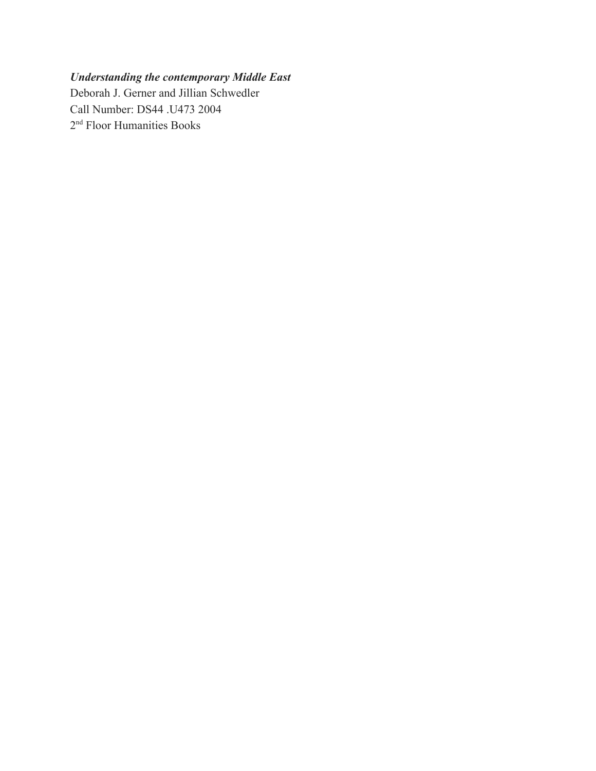***Understanding the contemporary Middle East***
Deborah J. Gerner and Jillian Schwedler
Call Number: DS44 .U473 2004
2nd Floor Humanities Books